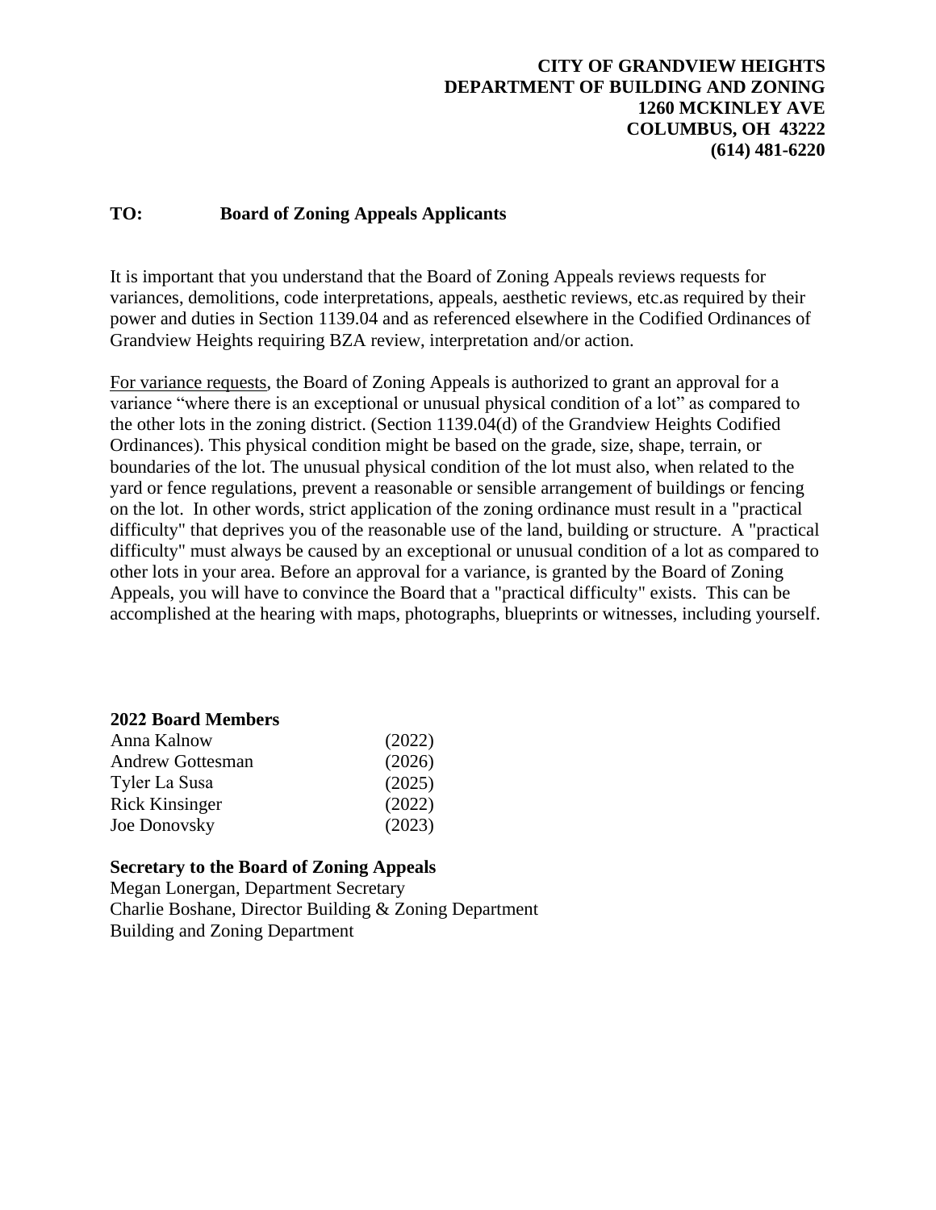**CITY OF GRANDVIEW HEIGHTS**
**DEPARTMENT OF BUILDING AND ZONING**
**1260 MCKINLEY AVE**
**COLUMBUS, OH 43222**
**(614) 481-6220**

**TO: Board of Zoning Appeals Applicants**

It is important that you understand that the Board of Zoning Appeals reviews requests for variances, demolitions, code interpretations, appeals, aesthetic reviews, etc.as required by their power and duties in Section 1139.04 and as referenced elsewhere in the Codified Ordinances of Grandview Heights requiring BZA review, interpretation and/or action.

For variance requests, the Board of Zoning Appeals is authorized to grant an approval for a variance "where there is an exceptional or unusual physical condition of a lot" as compared to the other lots in the zoning district. (Section 1139.04(d) of the Grandview Heights Codified Ordinances). This physical condition might be based on the grade, size, shape, terrain, or boundaries of the lot. The unusual physical condition of the lot must also, when related to the yard or fence regulations, prevent a reasonable or sensible arrangement of buildings or fencing on the lot. In other words, strict application of the zoning ordinance must result in a "practical difficulty" that deprives you of the reasonable use of the land, building or structure. A "practical difficulty" must always be caused by an exceptional or unusual condition of a lot as compared to other lots in your area. Before an approval for a variance, is granted by the Board of Zoning Appeals, you will have to convince the Board that a "practical difficulty" exists. This can be accomplished at the hearing with maps, photographs, blueprints or witnesses, including yourself.

**2022 Board Members**

| | |
|---|---|
| Anna Kalnow | (2022) |
| Andrew Gottesman | (2026) |
| Tyler La Susa | (2025) |
| Rick Kinsinger | (2022) |
| Joe Donovsky | (2023) |

**Secretary to the Board of Zoning Appeals**
Megan Lonergan, Department Secretary
Charlie Boshane, Director Building & Zoning Department
Building and Zoning Department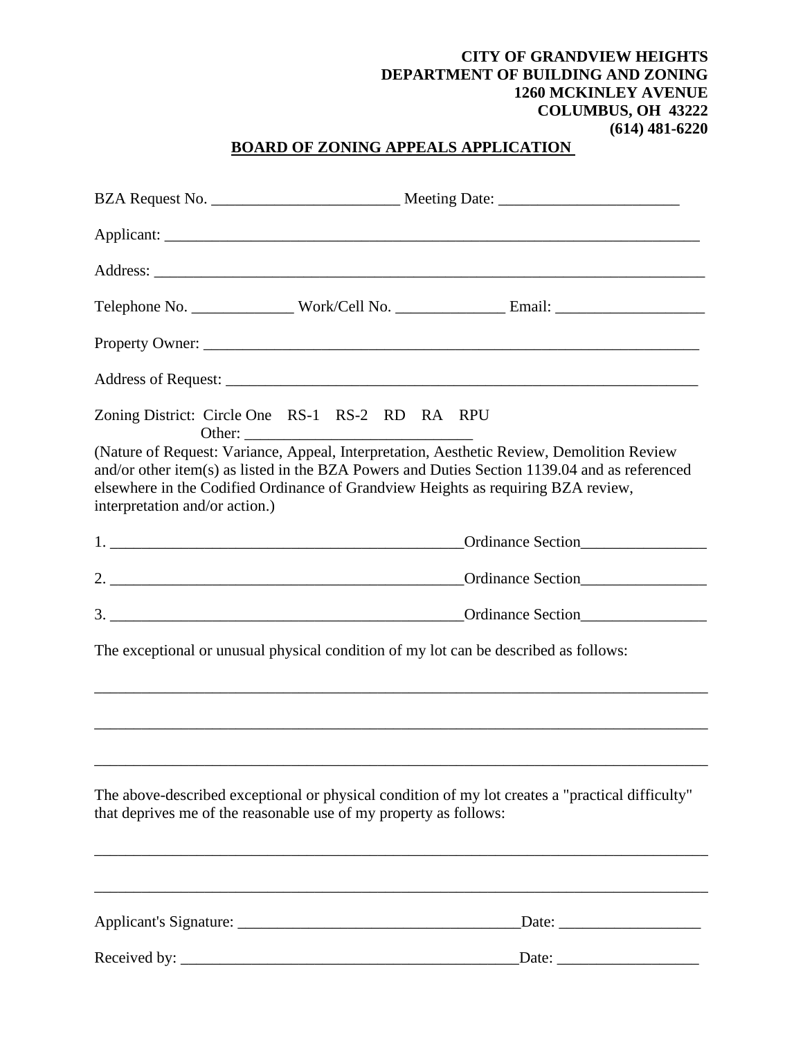**CITY OF GRANDVIEW HEIGHTS**
**DEPARTMENT OF BUILDING AND ZONING**
**1260 MCKINLEY AVENUE**
**COLUMBUS, OH 43222**
**(614) 481-6220**

# BOARD OF ZONING APPEALS APPLICATION

BZA Request No. ________________________ Meeting Date: _______________________

Applicant: ______________________________________________________________________

Address: ________________________________________________________________________

Telephone No. _____________ Work/Cell No. ______________ Email: ___________________

Property Owner: _________________________________________________________________

Address of Request: ______________________________________________________________

Zoning District: Circle One RS-1 RS-2 RD RA RPU
Other: _____________________________

(Nature of Request: Variance, Appeal, Interpretation, Aesthetic Review, Demolition Review and/or other item(s) as listed in the BZA Powers and Duties Section 1139.04 and as referenced elsewhere in the Codified Ordinance of Grandview Heights as requiring BZA review, interpretation and/or action.)

1. ______________________________________________Ordinance Section________________

2. ______________________________________________Ordinance Section________________

3. ______________________________________________Ordinance Section________________

The exceptional or unusual physical condition of my lot can be described as follows:

_______________________________________________________________________________

_______________________________________________________________________________

_______________________________________________________________________________

The above-described exceptional or physical condition of my lot creates a "practical difficulty" that deprives me of the reasonable use of my property as follows:

_______________________________________________________________________________

_______________________________________________________________________________

Applicant's Signature: ___________________________________Date: __________________

Received by: ___________________________________________Date: __________________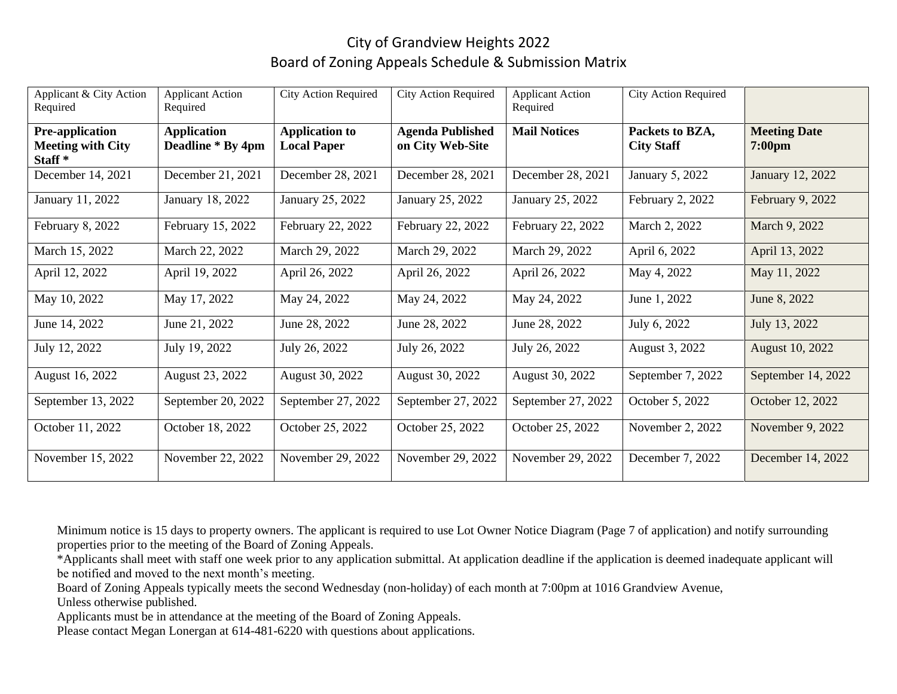# City of Grandview Heights 2022
## Board of Zoning Appeals Schedule & Submission Matrix

| Applicant & City Action Required | Applicant Action Required | City Action Required | City Action Required | Applicant Action Required | City Action Required | |
|---|---|---|---|---|---|---|
| **Pre-application Meeting with City Staff *** | **Application Deadline * By 4pm** | **Application to Local Paper** | **Agenda Published on City Web-Site** | **Mail Notices** | **Packets to BZA, City Staff** | **Meeting Date 7:00pm** |
| December 14, 2021 | December 21, 2021 | December 28, 2021 | December 28, 2021 | December 28, 2021 | January 5, 2022 | January 12, 2022 |
| January 11, 2022 | January 18, 2022 | January 25, 2022 | January 25, 2022 | January 25, 2022 | February 2, 2022 | February 9, 2022 |
| February 8, 2022 | February 15, 2022 | February 22, 2022 | February 22, 2022 | February 22, 2022 | March 2, 2022 | March 9, 2022 |
| March 15, 2022 | March 22, 2022 | March 29, 2022 | March 29, 2022 | March 29, 2022 | April 6, 2022 | April 13, 2022 |
| April 12, 2022 | April 19, 2022 | April 26, 2022 | April 26, 2022 | April 26, 2022 | May 4, 2022 | May 11, 2022 |
| May 10, 2022 | May 17, 2022 | May 24, 2022 | May 24, 2022 | May 24, 2022 | June 1, 2022 | June 8, 2022 |
| June 14, 2022 | June 21, 2022 | June 28, 2022 | June 28, 2022 | June 28, 2022 | July 6, 2022 | July 13, 2022 |
| July 12, 2022 | July 19, 2022 | July 26, 2022 | July 26, 2022 | July 26, 2022 | August 3, 2022 | August 10, 2022 |
| August 16, 2022 | August 23, 2022 | August 30, 2022 | August 30, 2022 | August 30, 2022 | September 7, 2022 | September 14, 2022 |
| September 13, 2022 | September 20, 2022 | September 27, 2022 | September 27, 2022 | September 27, 2022 | October 5, 2022 | October 12, 2022 |
| October 11, 2022 | October 18, 2022 | October 25, 2022 | October 25, 2022 | October 25, 2022 | November 2, 2022 | November 9, 2022 |
| November 15, 2022 | November 22, 2022 | November 29, 2022 | November 29, 2022 | November 29, 2022 | December 7, 2022 | December 14, 2022 |

Minimum notice is 15 days to property owners. The applicant is required to use Lot Owner Notice Diagram (Page 7 of application) and notify surrounding properties prior to the meeting of the Board of Zoning Appeals.

*Applicants shall meet with staff one week prior to any application submittal. At application deadline if the application is deemed inadequate applicant will be notified and moved to the next month's meeting.

Board of Zoning Appeals typically meets the second Wednesday (non-holiday) of each month at 7:00pm at 1016 Grandview Avenue,
Unless otherwise published.

Applicants must be in attendance at the meeting of the Board of Zoning Appeals.

Please contact Megan Lonergan at 614-481-6220 with questions about applications.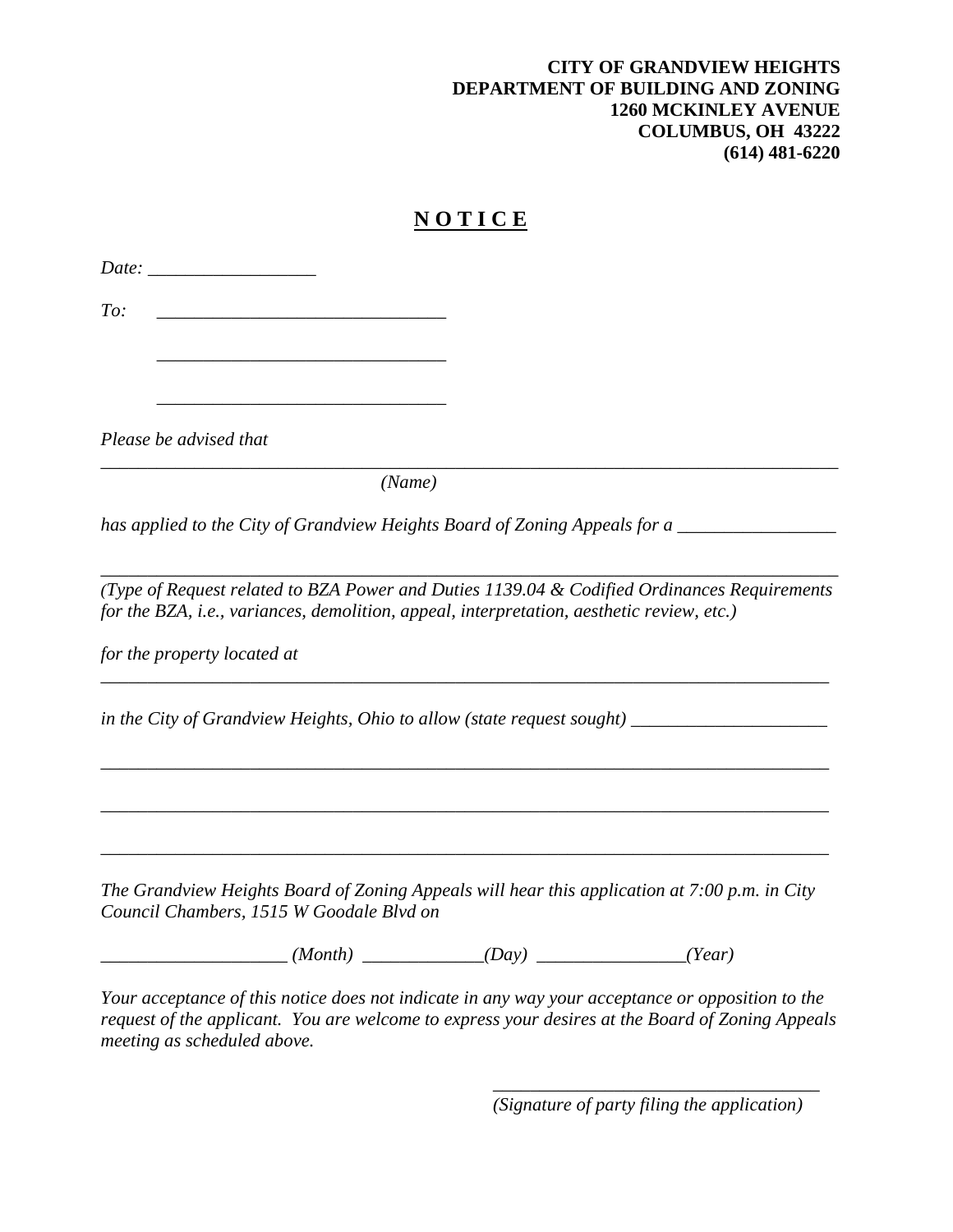**CITY OF GRANDVIEW HEIGHTS**
**DEPARTMENT OF BUILDING AND ZONING**
**1260 MCKINLEY AVENUE**
**COLUMBUS, OH 43222**
**(614) 481-6220**

# N O T I C E

*Date:* __________________

*To:* _______________________________

_______________________________

_______________________________

*Please be advised that*

_______________________________________________________________________________

*(Name)*

*has applied to the City of Grandview Heights Board of Zoning Appeals for a* _________________

_______________________________________________________________________________

*(Type of Request related to BZA Power and Duties 1139.04 & Codified Ordinances Requirements for the BZA, i.e., variances, demolition, appeal, interpretation, aesthetic review, etc.)*

*for the property located at*

_______________________________________________________________________________

*in the City of Grandview Heights, Ohio to allow (state request sought)* _____________________

_______________________________________________________________________________

_______________________________________________________________________________

_______________________________________________________________________________

*The Grandview Heights Board of Zoning Appeals will hear this application at 7:00 p.m. in City Council Chambers, 1515 W Goodale Blvd on*

____________________ *(Month)* _____________*(Day)* ________________*(Year)*

*Your acceptance of this notice does not indicate in any way your acceptance or opposition to the request of the applicant. You are welcome to express your desires at the Board of Zoning Appeals meeting as scheduled above.*

___________________________________

*(Signature of party filing the application)*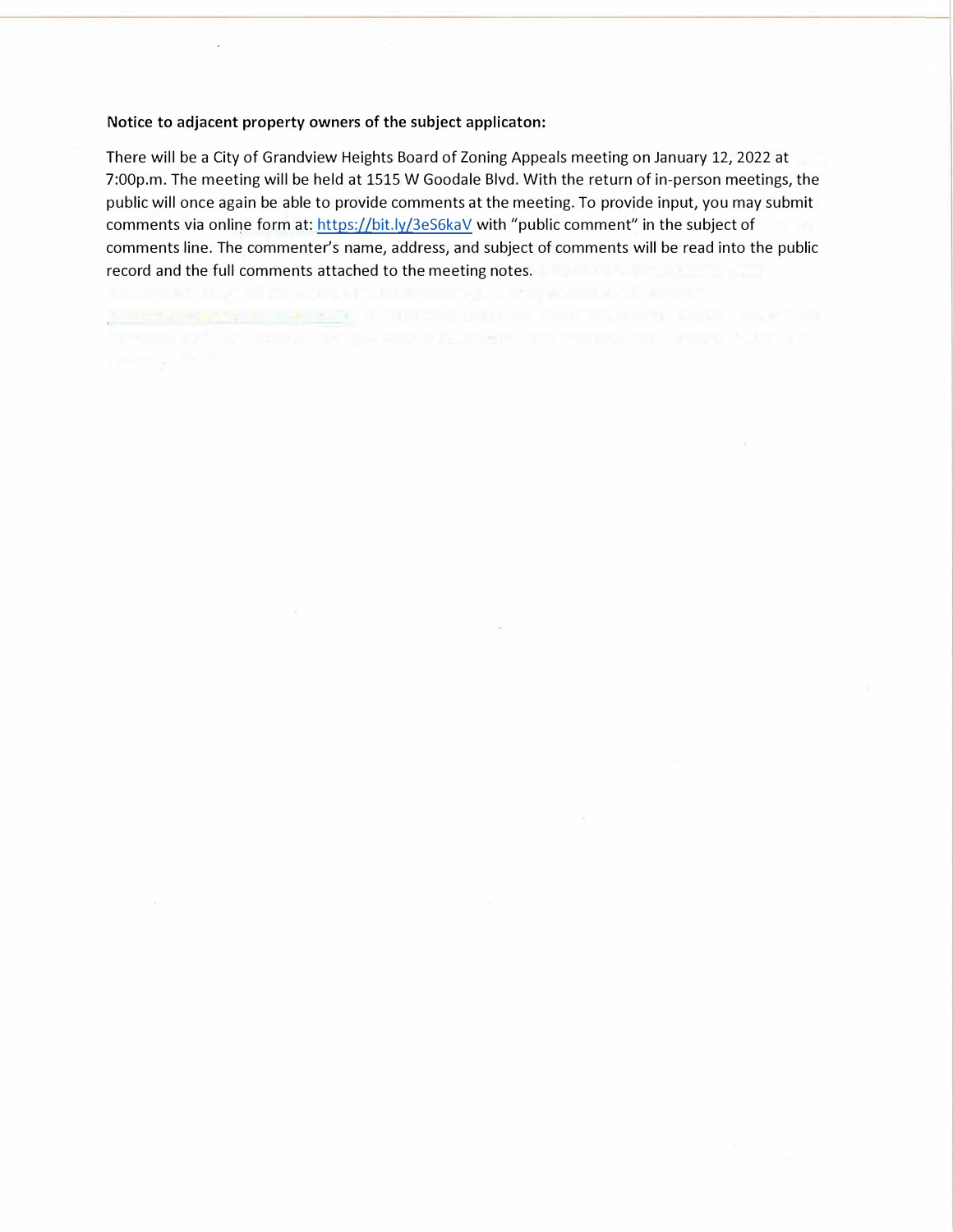**Notice to adjacent property owners of the subject applicaton:**

There will be a City of Grandview Heights Board of Zoning Appeals meeting on January 12, 2022 at 7:00p.m. The meeting will be held at 1515 W Goodale Blvd. With the return of in-person meetings, the public will once again be able to provide comments at the meeting. To provide input, you may submit comments via online form at: https://bit.ly/3eS6kaV with "public comment" in the subject of comments line. The commenter's name, address, and subject of comments will be read into the public record and the full comments attached to the meeting notes.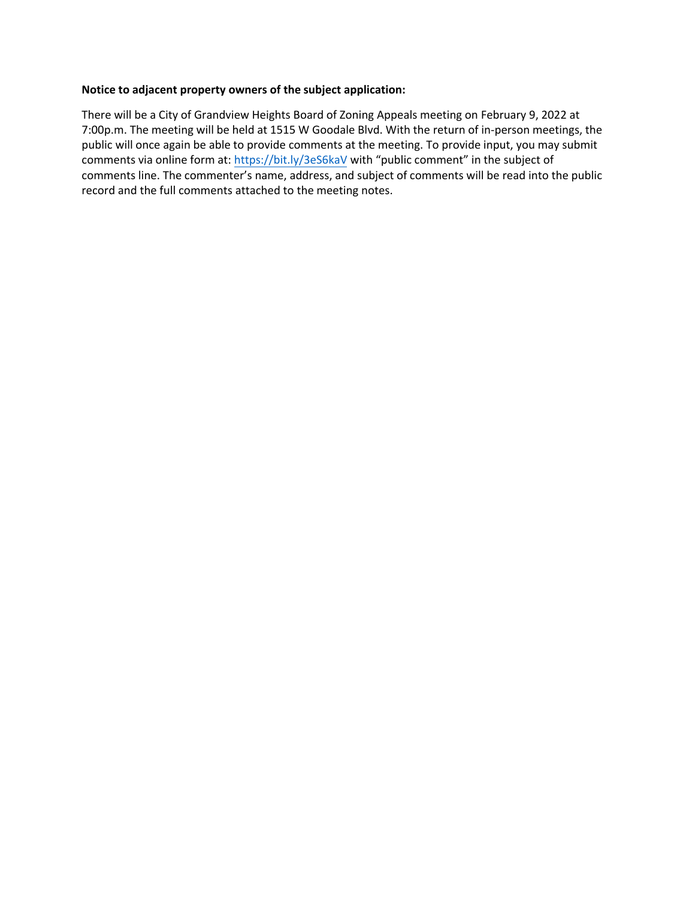**Notice to adjacent property owners of the subject application:**

There will be a City of Grandview Heights Board of Zoning Appeals meeting on February 9, 2022 at 7:00p.m. The meeting will be held at 1515 W Goodale Blvd. With the return of in-person meetings, the public will once again be able to provide comments at the meeting. To provide input, you may submit comments via online form at: https://bit.ly/3eS6kaV with "public comment" in the subject of comments line. The commenter's name, address, and subject of comments will be read into the public record and the full comments attached to the meeting notes.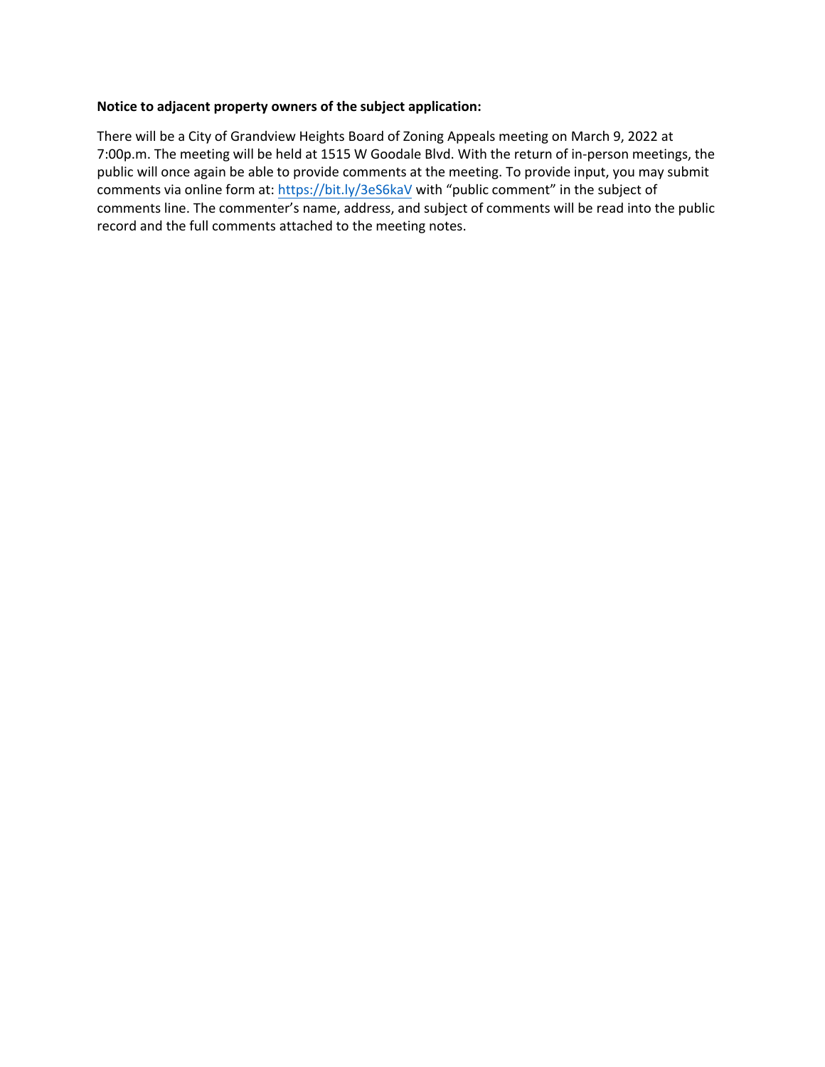**Notice to adjacent property owners of the subject application:**

There will be a City of Grandview Heights Board of Zoning Appeals meeting on March 9, 2022 at 7:00p.m. The meeting will be held at 1515 W Goodale Blvd. With the return of in-person meetings, the public will once again be able to provide comments at the meeting. To provide input, you may submit comments via online form at: https://bit.ly/3eS6kaV with "public comment" in the subject of comments line. The commenter's name, address, and subject of comments will be read into the public record and the full comments attached to the meeting notes.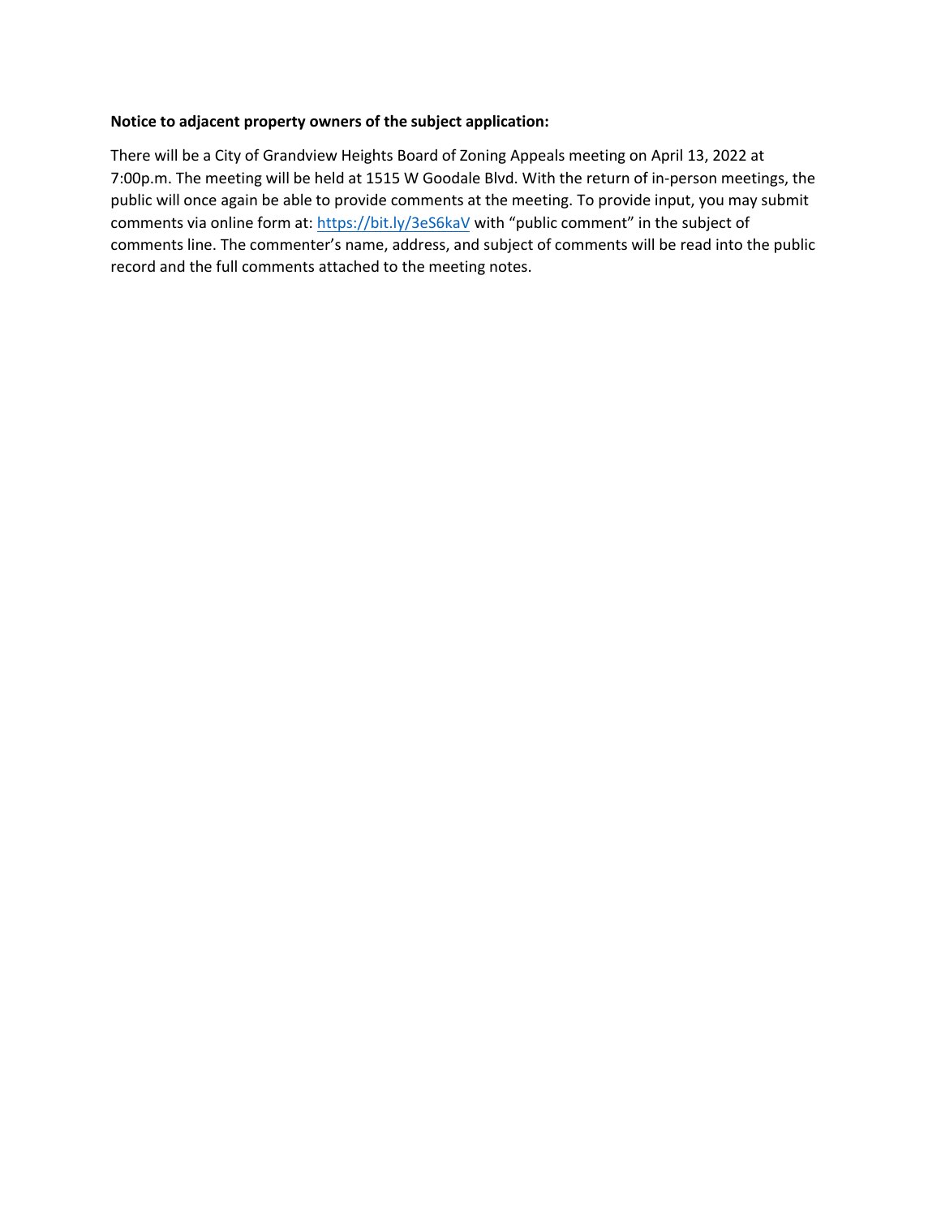**Notice to adjacent property owners of the subject application:**

There will be a City of Grandview Heights Board of Zoning Appeals meeting on April 13, 2022 at 7:00p.m. The meeting will be held at 1515 W Goodale Blvd. With the return of in-person meetings, the public will once again be able to provide comments at the meeting. To provide input, you may submit comments via online form at: https://bit.ly/3eS6kaV with "public comment" in the subject of comments line. The commenter's name, address, and subject of comments will be read into the public record and the full comments attached to the meeting notes.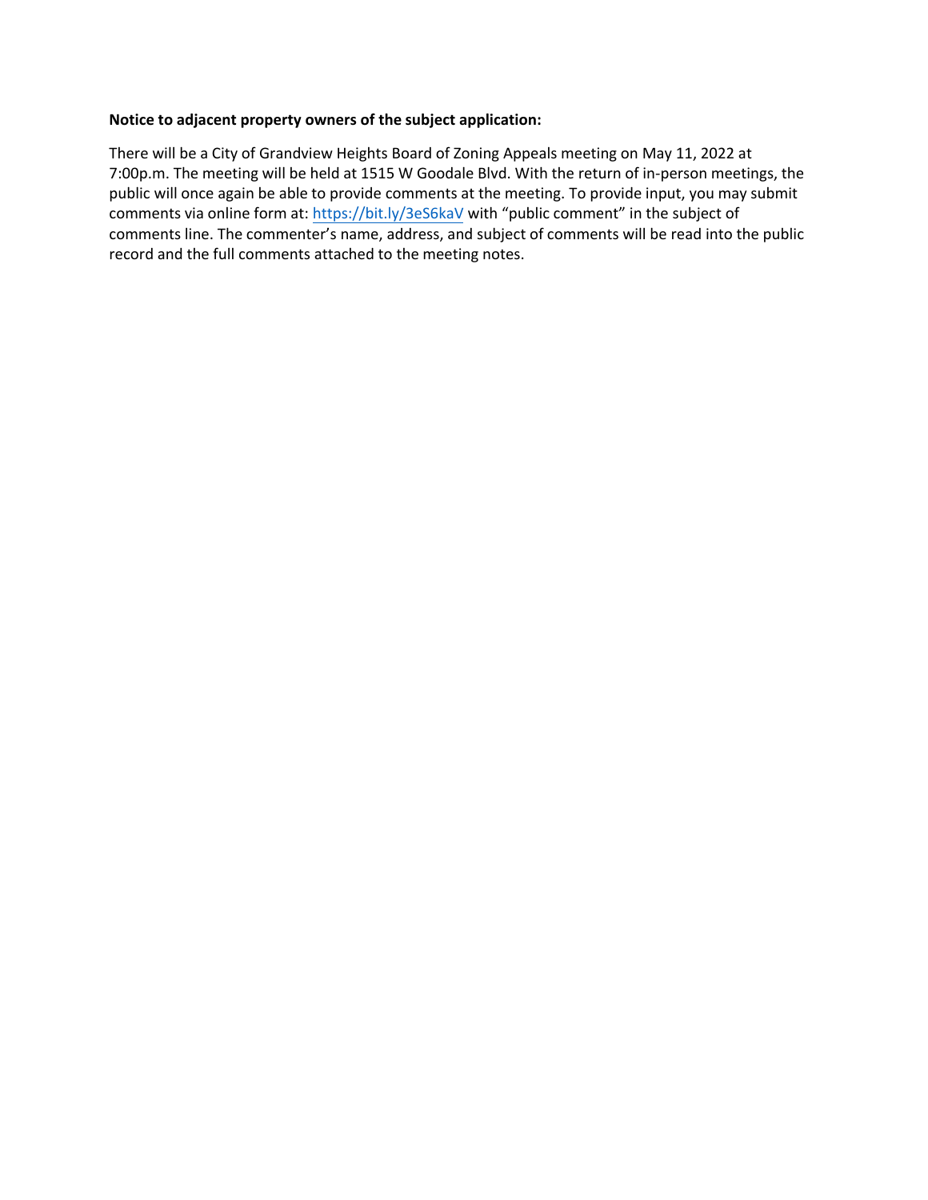**Notice to adjacent property owners of the subject application:**

There will be a City of Grandview Heights Board of Zoning Appeals meeting on May 11, 2022 at 7:00p.m. The meeting will be held at 1515 W Goodale Blvd. With the return of in-person meetings, the public will once again be able to provide comments at the meeting. To provide input, you may submit comments via online form at: https://bit.ly/3eS6kaV with "public comment" in the subject of comments line. The commenter's name, address, and subject of comments will be read into the public record and the full comments attached to the meeting notes.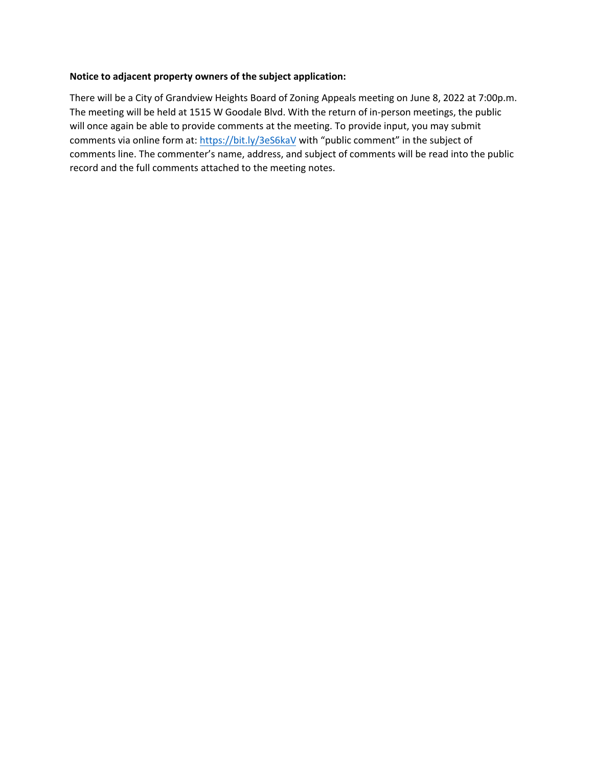**Notice to adjacent property owners of the subject application:**

There will be a City of Grandview Heights Board of Zoning Appeals meeting on June 8, 2022 at 7:00p.m. The meeting will be held at 1515 W Goodale Blvd. With the return of in-person meetings, the public will once again be able to provide comments at the meeting. To provide input, you may submit comments via online form at: https://bit.ly/3eS6kaV with "public comment" in the subject of comments line. The commenter's name, address, and subject of comments will be read into the public record and the full comments attached to the meeting notes.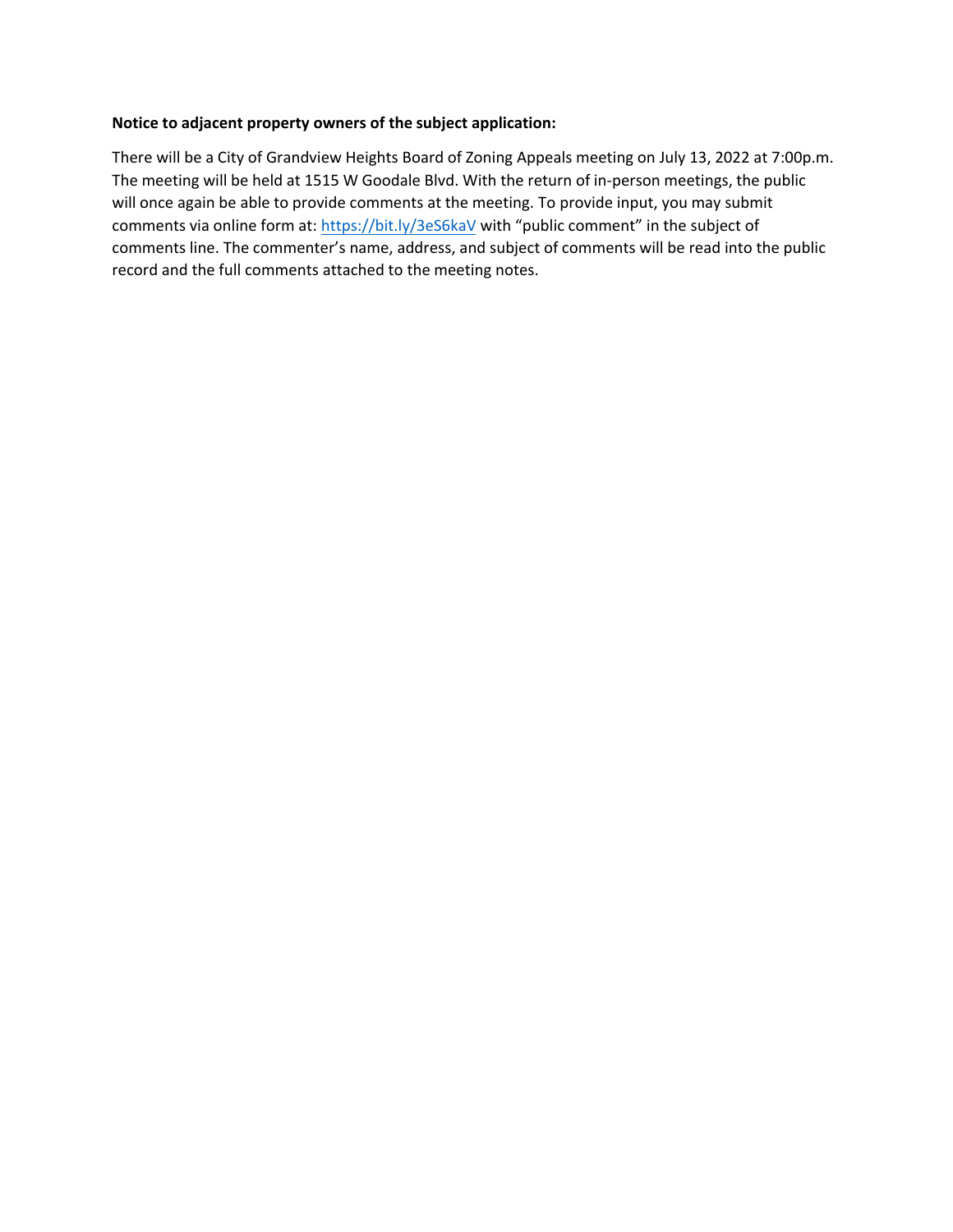**Notice to adjacent property owners of the subject application:**

There will be a City of Grandview Heights Board of Zoning Appeals meeting on July 13, 2022 at 7:00p.m. The meeting will be held at 1515 W Goodale Blvd. With the return of in-person meetings, the public will once again be able to provide comments at the meeting. To provide input, you may submit comments via online form at: [https://bit.ly/3eS6kaV](https://bit.ly/3eS6kaV) with "public comment" in the subject of comments line. The commenter's name, address, and subject of comments will be read into the public record and the full comments attached to the meeting notes.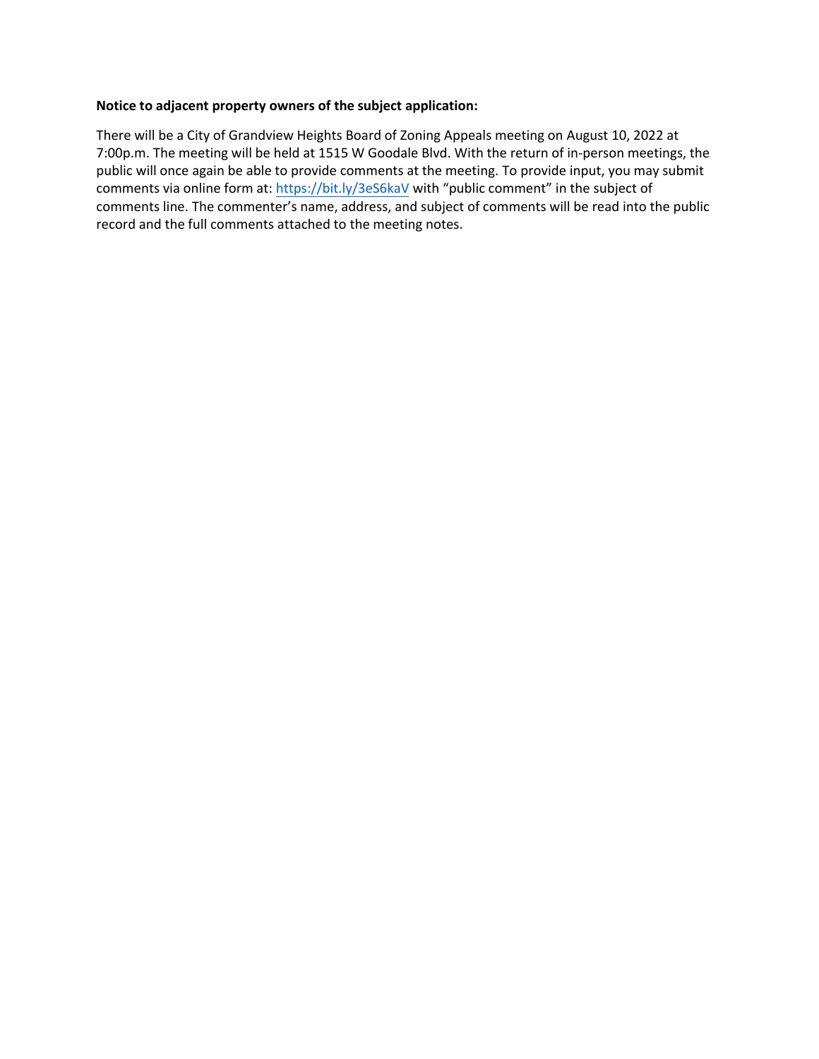**Notice to adjacent property owners of the subject application:**

There will be a City of Grandview Heights Board of Zoning Appeals meeting on August 10, 2022 at 7:00p.m. The meeting will be held at 1515 W Goodale Blvd. With the return of in-person meetings, the public will once again be able to provide comments at the meeting. To provide input, you may submit comments via online form at: [https://bit.ly/3eS6kaV](https://bit.ly/3eS6kaV) with "public comment" in the subject of comments line. The commenter's name, address, and subject of comments will be read into the public record and the full comments attached to the meeting notes.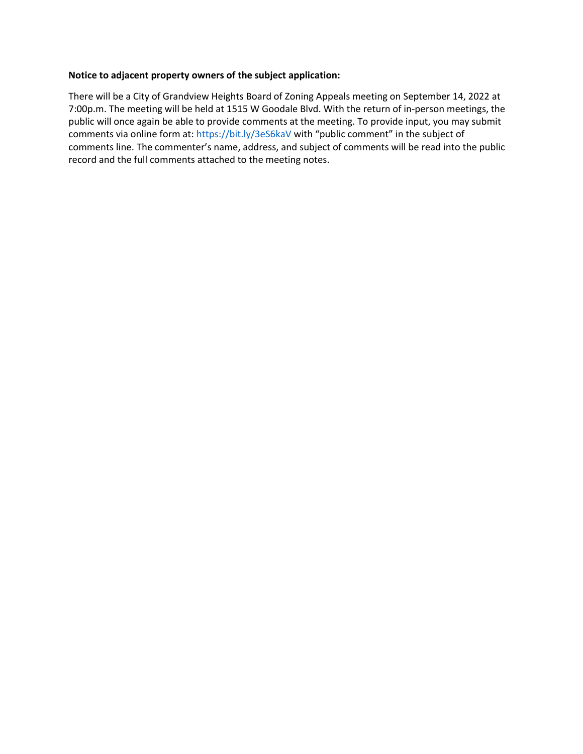**Notice to adjacent property owners of the subject application:**

There will be a City of Grandview Heights Board of Zoning Appeals meeting on September 14, 2022 at 7:00p.m. The meeting will be held at 1515 W Goodale Blvd. With the return of in-person meetings, the public will once again be able to provide comments at the meeting. To provide input, you may submit comments via online form at: https://bit.ly/3eS6kaV with "public comment" in the subject of comments line. The commenter's name, address, and subject of comments will be read into the public record and the full comments attached to the meeting notes.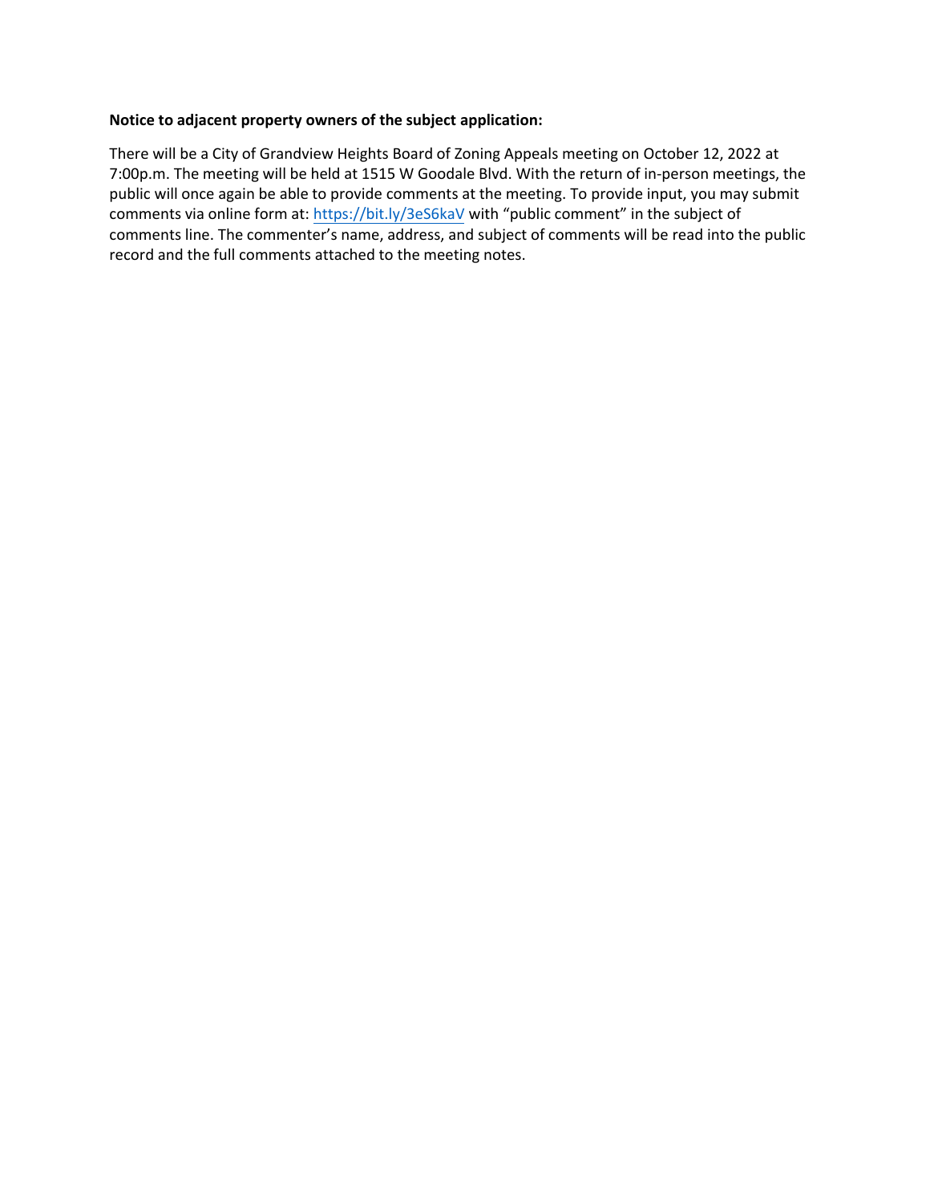**Notice to adjacent property owners of the subject application:**

There will be a City of Grandview Heights Board of Zoning Appeals meeting on October 12, 2022 at 7:00p.m. The meeting will be held at 1515 W Goodale Blvd. With the return of in-person meetings, the public will once again be able to provide comments at the meeting. To provide input, you may submit comments via online form at: [https://bit.ly/3eS6kaV](https://bit.ly/3eS6kaV) with "public comment" in the subject of comments line. The commenter's name, address, and subject of comments will be read into the public record and the full comments attached to the meeting notes.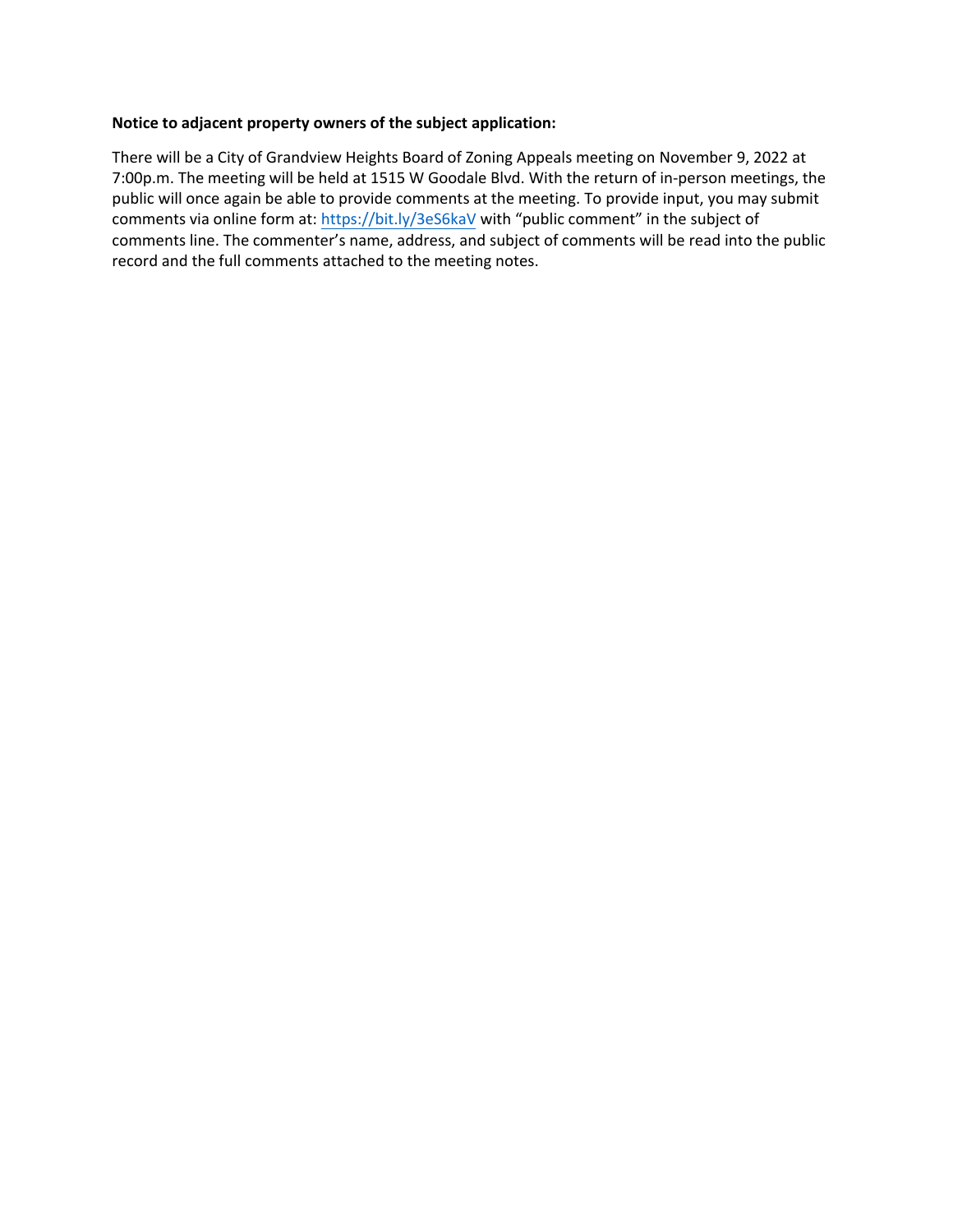**Notice to adjacent property owners of the subject application:**

There will be a City of Grandview Heights Board of Zoning Appeals meeting on November 9, 2022 at 7:00p.m. The meeting will be held at 1515 W Goodale Blvd. With the return of in-person meetings, the public will once again be able to provide comments at the meeting. To provide input, you may submit comments via online form at: [https://bit.ly/3eS6kaV](https://bit.ly/3eS6kaV) with "public comment" in the subject of comments line. The commenter's name, address, and subject of comments will be read into the public record and the full comments attached to the meeting notes.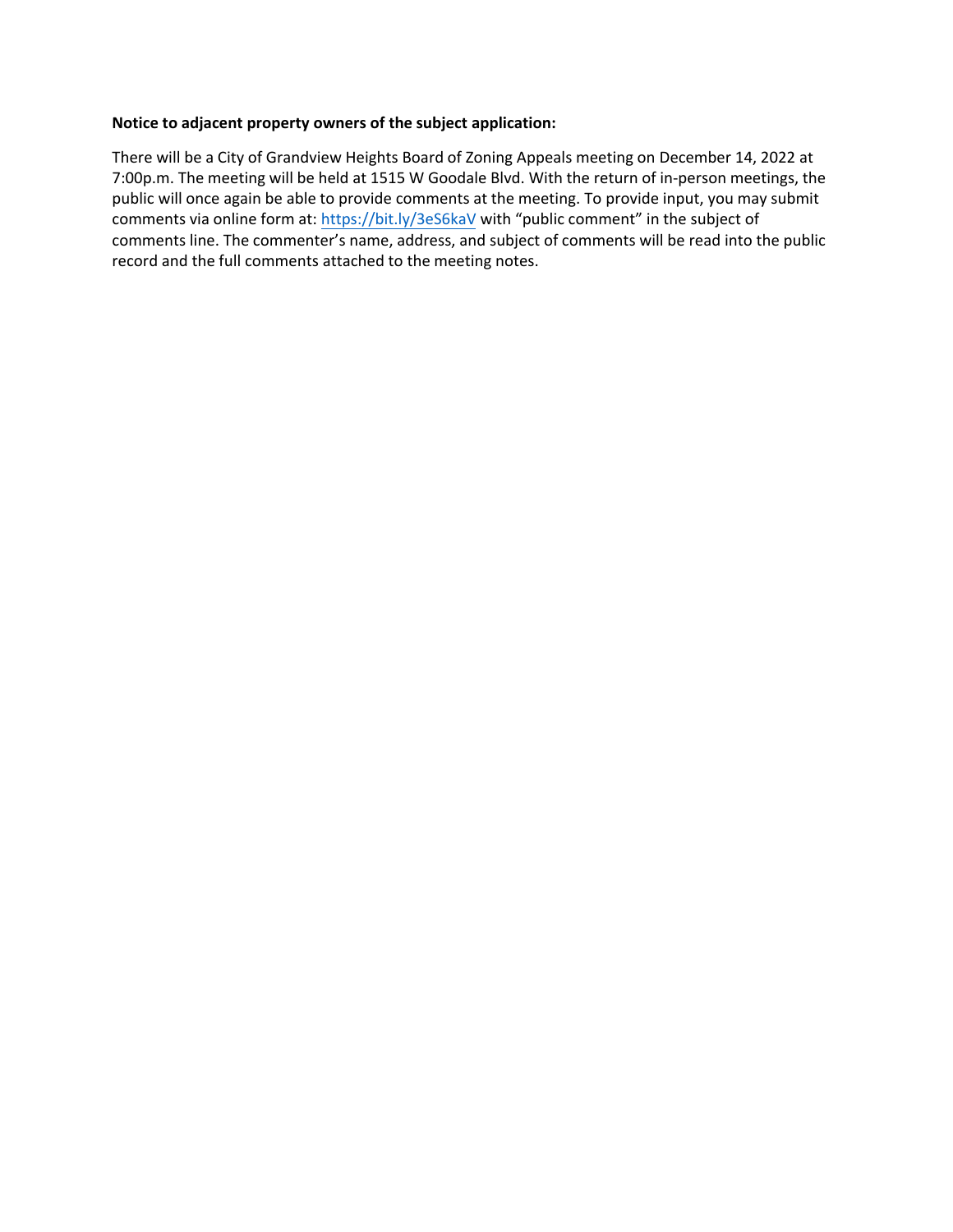**Notice to adjacent property owners of the subject application:**

There will be a City of Grandview Heights Board of Zoning Appeals meeting on December 14, 2022 at 7:00p.m. The meeting will be held at 1515 W Goodale Blvd. With the return of in-person meetings, the public will once again be able to provide comments at the meeting. To provide input, you may submit comments via online form at: [https://bit.ly/3eS6kaV](https://bit.ly/3eS6kaV) with "public comment" in the subject of comments line. The commenter's name, address, and subject of comments will be read into the public record and the full comments attached to the meeting notes.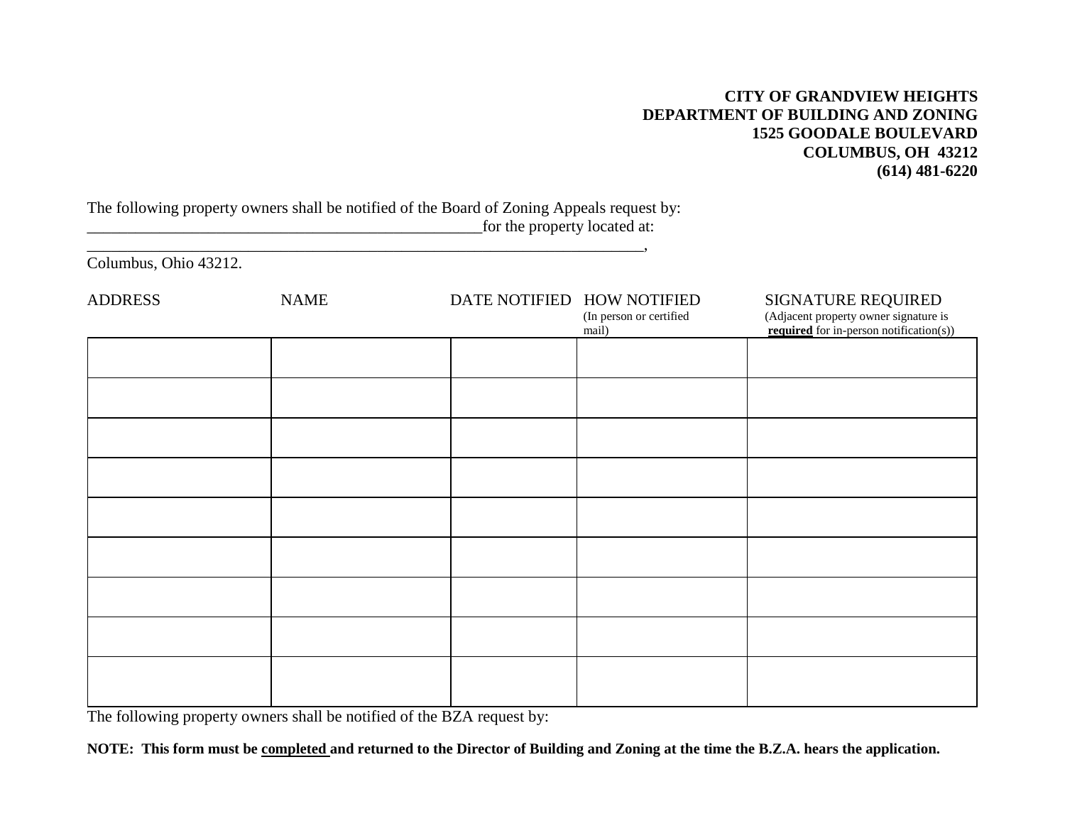**CITY OF GRANDVIEW HEIGHTS**
**DEPARTMENT OF BUILDING AND ZONING**
**1525 GOODALE BOULEVARD**
**COLUMBUS, OH 43212**
**(614) 481-6220**

The following property owners shall be notified of the Board of Zoning Appeals request by:
_________________________________________________for the property located at:
_____________________________________________________________________,
Columbus, Ohio 43212.

| ADDRESS | NAME | DATE NOTIFIED | HOW NOTIFIED (In person or certified mail) | SIGNATURE REQUIRED (Adjacent property owner signature is **required** for in-person notification(s)) |
|---|---|---|---|---|
| | | | | |
| | | | | |
| | | | | |
| | | | | |
| | | | | |
| | | | | |
| | | | | |
| | | | | |
| | | | | |

The following property owners shall be notified of the BZA request by:

**NOTE: This form must be completed and returned to the Director of Building and Zoning at the time the B.Z.A. hears the application.**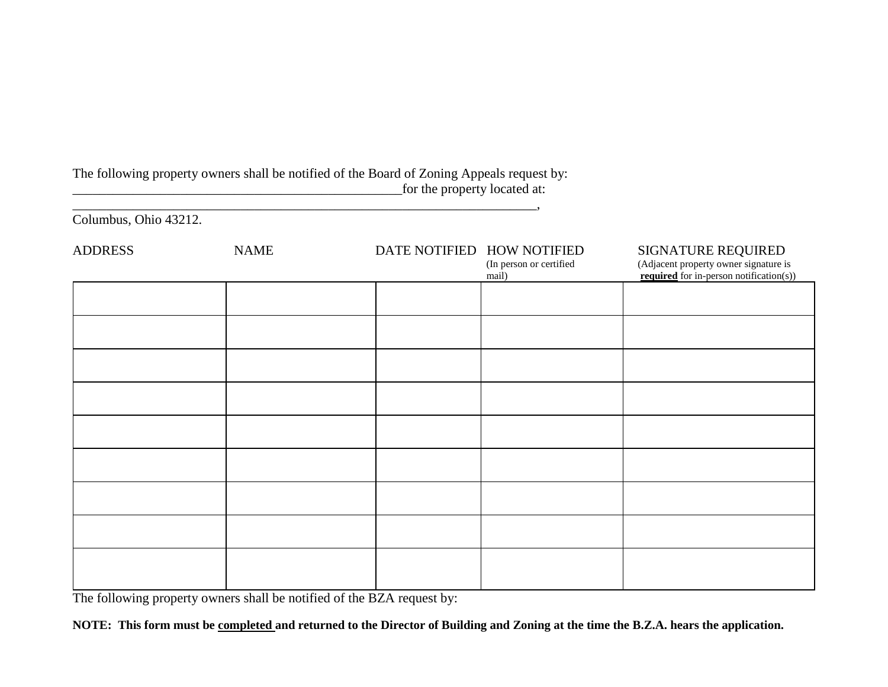The following property owners shall be notified of the Board of Zoning Appeals request by: __________________________________________________for the property located at: ______________________________________________________________________, Columbus, Ohio 43212.

| ADDRESS | NAME | DATE NOTIFIED | HOW NOTIFIED (In person or certified mail) | SIGNATURE REQUIRED (Adjacent property owner signature is **required** for in-person notification(s)) |
|---|---|---|---|---|
| | | | | |
| | | | | |
| | | | | |
| | | | | |
| | | | | |
| | | | | |
| | | | | |
| | | | | |
| | | | | |

The following property owners shall be notified of the BZA request by:

**NOTE: This form must be completed and returned to the Director of Building and Zoning at the time the B.Z.A. hears the application.**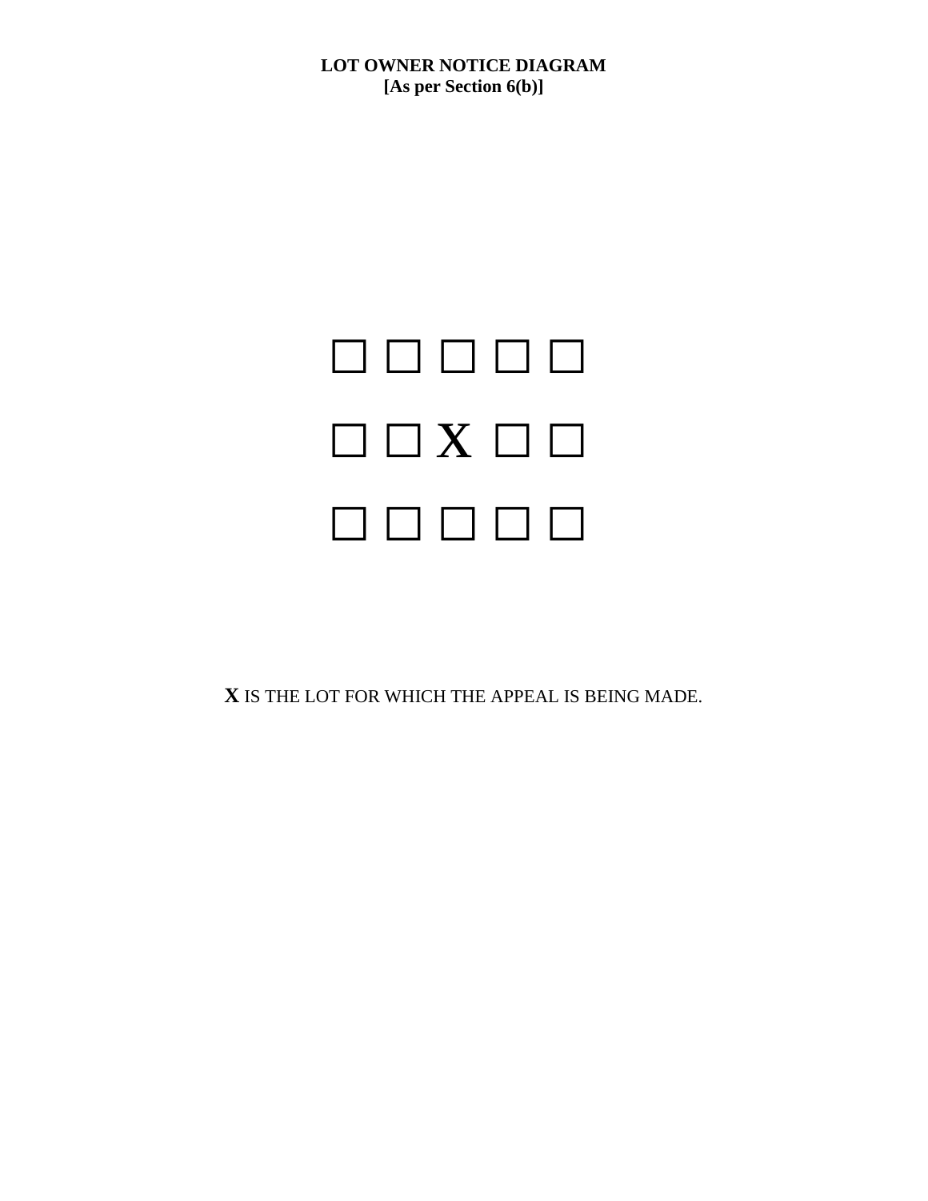**LOT OWNER NOTICE DIAGRAM**
**[As per Section 6(b)]**

□ □ □ □ □

□ □ X □ □

□ □ □ □ □

**X** IS THE LOT FOR WHICH THE APPEAL IS BEING MADE.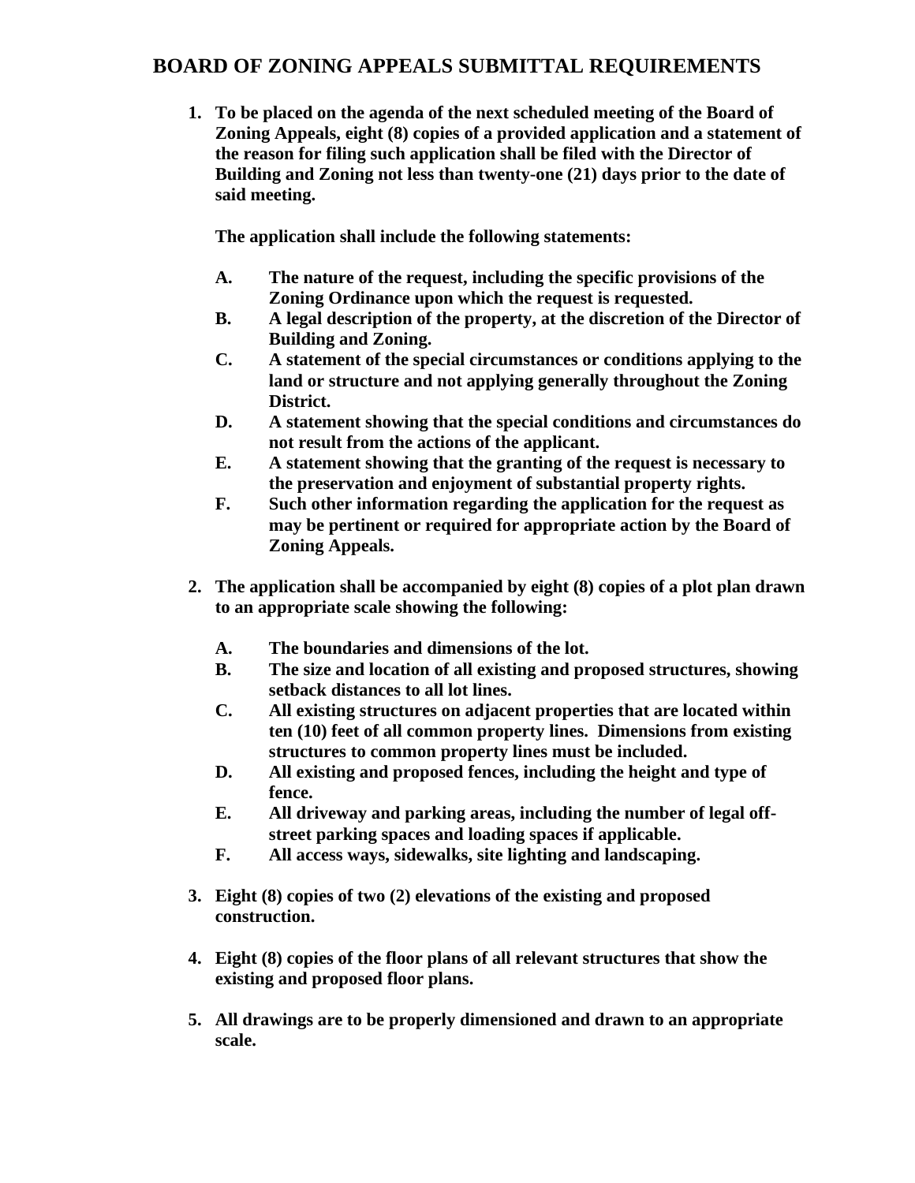# BOARD OF ZONING APPEALS SUBMITTAL REQUIREMENTS

1. **To be placed on the agenda of the next scheduled meeting of the Board of Zoning Appeals, eight (8) copies of a provided application and a statement of the reason for filing such application shall be filed with the Director of Building and Zoning not less than twenty-one (21) days prior to the date of said meeting.**

   **The application shall include the following statements:**

   **A.** **The nature of the request, including the specific provisions of the Zoning Ordinance upon which the request is requested.**
   **B.** **A legal description of the property, at the discretion of the Director of Building and Zoning.**
   **C.** **A statement of the special circumstances or conditions applying to the land or structure and not applying generally throughout the Zoning District.**
   **D.** **A statement showing that the special conditions and circumstances do not result from the actions of the applicant.**
   **E.** **A statement showing that the granting of the request is necessary to the preservation and enjoyment of substantial property rights.**
   **F.** **Such other information regarding the application for the request as may be pertinent or required for appropriate action by the Board of Zoning Appeals.**

2. **The application shall be accompanied by eight (8) copies of a plot plan drawn to an appropriate scale showing the following:**

   **A.** **The boundaries and dimensions of the lot.**
   **B.** **The size and location of all existing and proposed structures, showing setback distances to all lot lines.**
   **C.** **All existing structures on adjacent properties that are located within ten (10) feet of all common property lines. Dimensions from existing structures to common property lines must be included.**
   **D.** **All existing and proposed fences, including the height and type of fence.**
   **E.** **All driveway and parking areas, including the number of legal off-street parking spaces and loading spaces if applicable.**
   **F.** **All access ways, sidewalks, site lighting and landscaping.**

3. **Eight (8) copies of two (2) elevations of the existing and proposed construction.**

4. **Eight (8) copies of the floor plans of all relevant structures that show the existing and proposed floor plans.**

5. **All drawings are to be properly dimensioned and drawn to an appropriate scale.**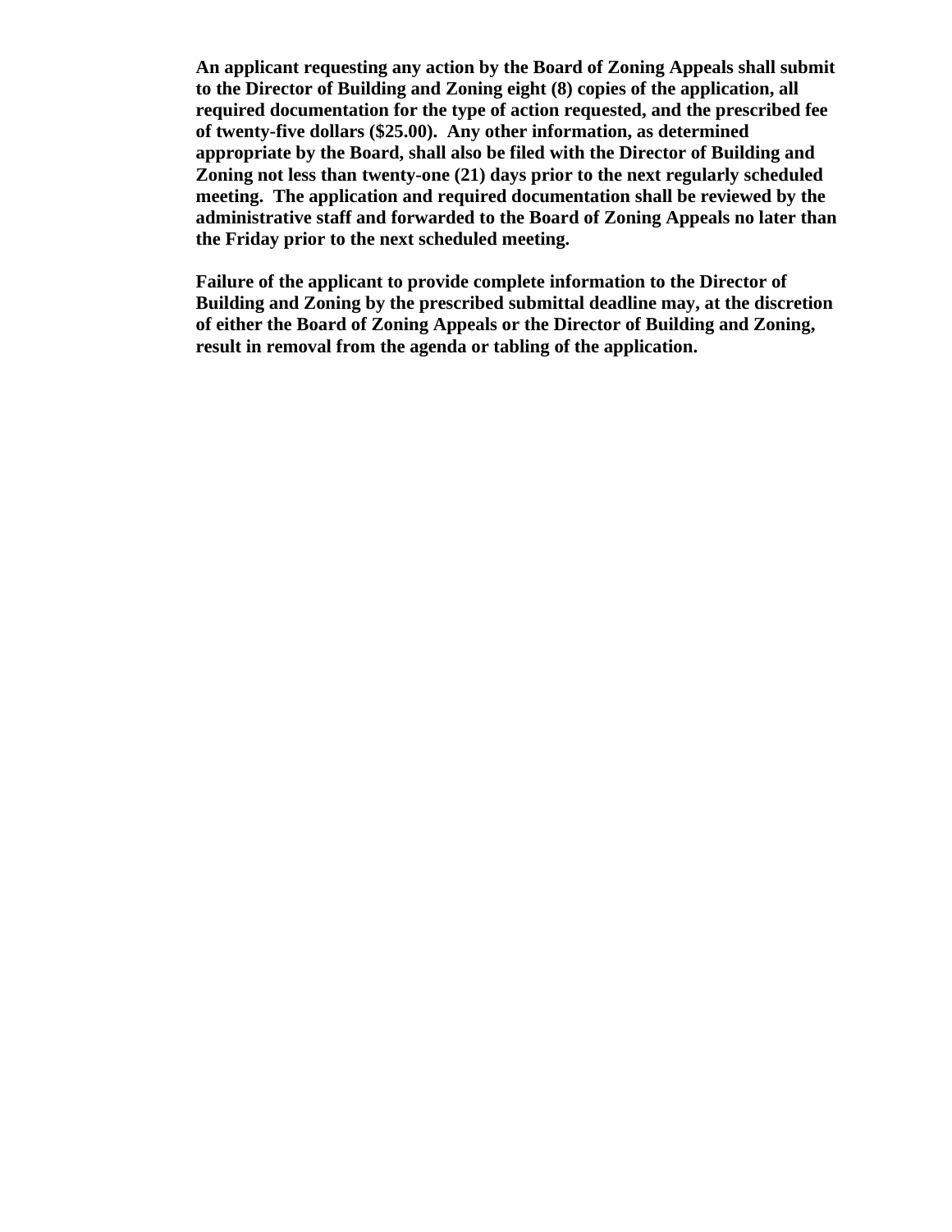**An applicant requesting any action by the Board of Zoning Appeals shall submit to the Director of Building and Zoning eight (8) copies of the application, all required documentation for the type of action requested, and the prescribed fee of twenty-five dollars ($25.00). Any other information, as determined appropriate by the Board, shall also be filed with the Director of Building and Zoning not less than twenty-one (21) days prior to the next regularly scheduled meeting. The application and required documentation shall be reviewed by the administrative staff and forwarded to the Board of Zoning Appeals no later than the Friday prior to the next scheduled meeting.**

**Failure of the applicant to provide complete information to the Director of Building and Zoning by the prescribed submittal deadline may, at the discretion of either the Board of Zoning Appeals or the Director of Building and Zoning, result in removal from the agenda or tabling of the application.**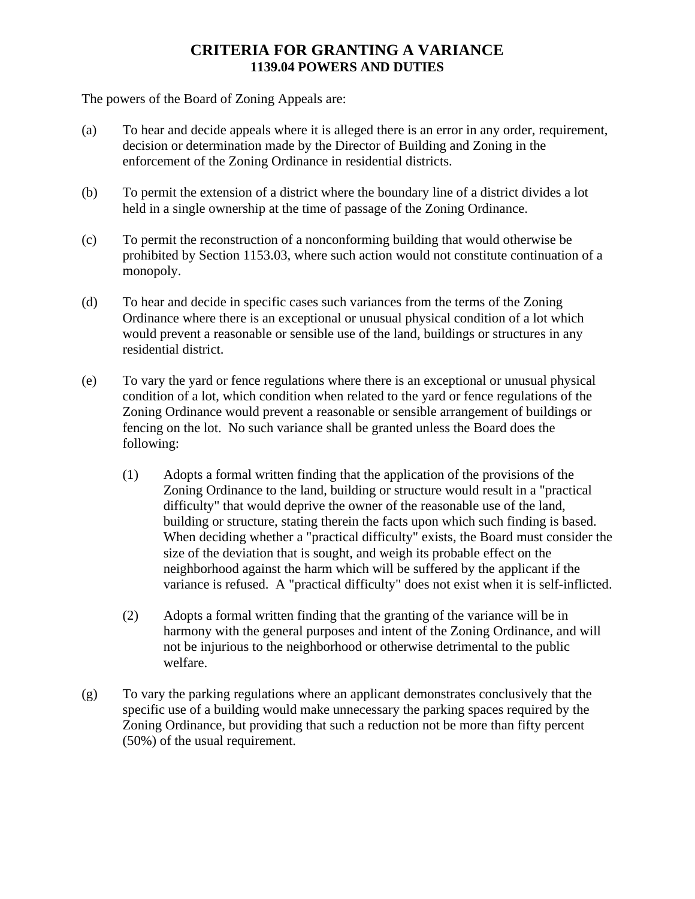# CRITERIA FOR GRANTING A VARIANCE

## 1139.04 POWERS AND DUTIES

The powers of the Board of Zoning Appeals are:

(a) To hear and decide appeals where it is alleged there is an error in any order, requirement, decision or determination made by the Director of Building and Zoning in the enforcement of the Zoning Ordinance in residential districts.

(b) To permit the extension of a district where the boundary line of a district divides a lot held in a single ownership at the time of passage of the Zoning Ordinance.

(c) To permit the reconstruction of a nonconforming building that would otherwise be prohibited by Section 1153.03, where such action would not constitute continuation of a monopoly.

(d) To hear and decide in specific cases such variances from the terms of the Zoning Ordinance where there is an exceptional or unusual physical condition of a lot which would prevent a reasonable or sensible use of the land, buildings or structures in any residential district.

(e) To vary the yard or fence regulations where there is an exceptional or unusual physical condition of a lot, which condition when related to the yard or fence regulations of the Zoning Ordinance would prevent a reasonable or sensible arrangement of buildings or fencing on the lot. No such variance shall be granted unless the Board does the following:

    (1) Adopts a formal written finding that the application of the provisions of the Zoning Ordinance to the land, building or structure would result in a "practical difficulty" that would deprive the owner of the reasonable use of the land, building or structure, stating therein the facts upon which such finding is based. When deciding whether a "practical difficulty" exists, the Board must consider the size of the deviation that is sought, and weigh its probable effect on the neighborhood against the harm which will be suffered by the applicant if the variance is refused. A "practical difficulty" does not exist when it is self-inflicted.

    (2) Adopts a formal written finding that the granting of the variance will be in harmony with the general purposes and intent of the Zoning Ordinance, and will not be injurious to the neighborhood or otherwise detrimental to the public welfare.

(g) To vary the parking regulations where an applicant demonstrates conclusively that the specific use of a building would make unnecessary the parking spaces required by the Zoning Ordinance, but providing that such a reduction not be more than fifty percent (50%) of the usual requirement.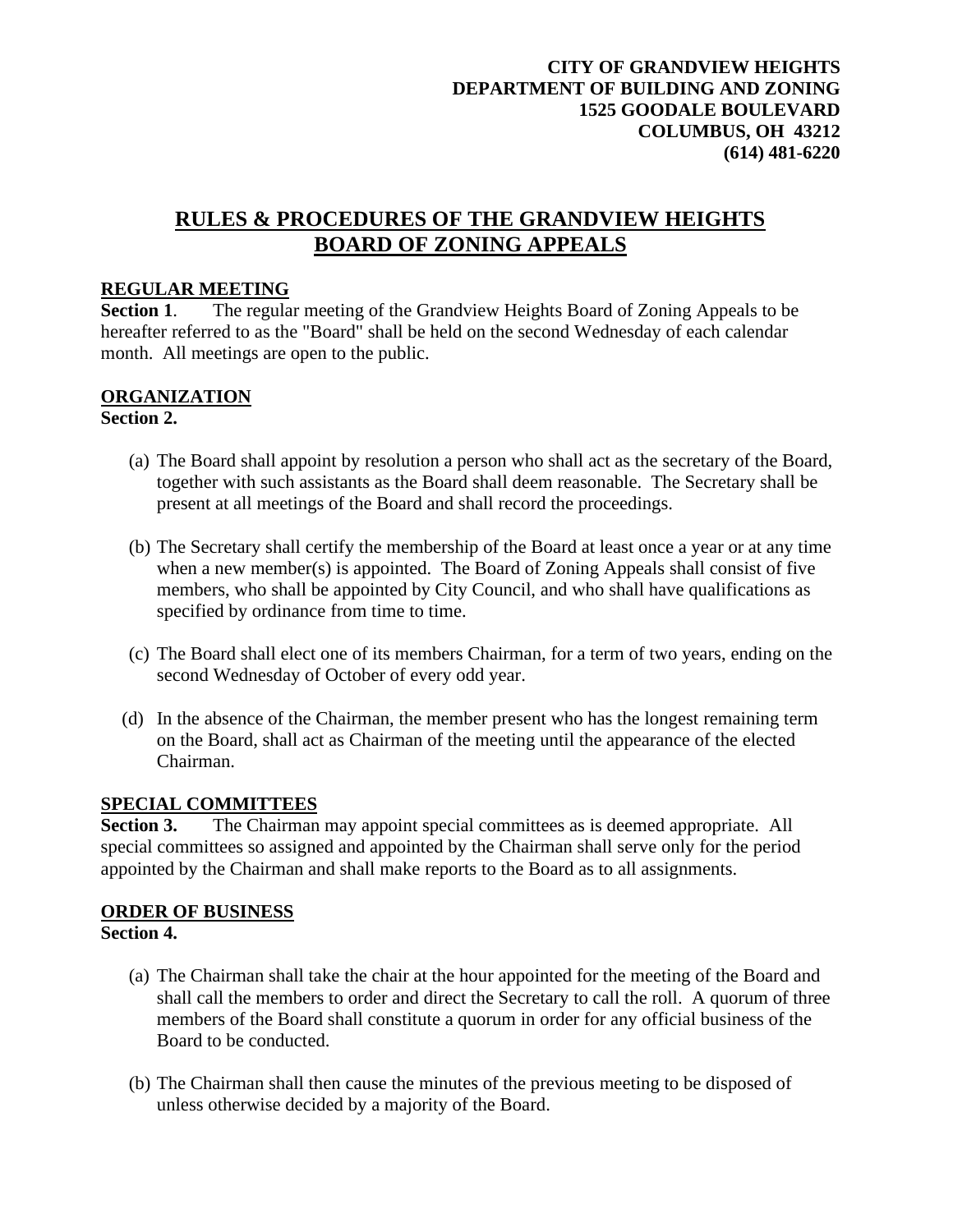**CITY OF GRANDVIEW HEIGHTS**
**DEPARTMENT OF BUILDING AND ZONING**
**1525 GOODALE BOULEVARD**
**COLUMBUS, OH 43212**
**(614) 481-6220**

# RULES & PROCEDURES OF THE GRANDVIEW HEIGHTS BOARD OF ZONING APPEALS

## REGULAR MEETING

**Section 1**. The regular meeting of the Grandview Heights Board of Zoning Appeals to be hereafter referred to as the "Board" shall be held on the second Wednesday of each calendar month. All meetings are open to the public.

## ORGANIZATION

**Section 2.**

(a) The Board shall appoint by resolution a person who shall act as the secretary of the Board, together with such assistants as the Board shall deem reasonable. The Secretary shall be present at all meetings of the Board and shall record the proceedings.

(b) The Secretary shall certify the membership of the Board at least once a year or at any time when a new member(s) is appointed. The Board of Zoning Appeals shall consist of five members, who shall be appointed by City Council, and who shall have qualifications as specified by ordinance from time to time.

(c) The Board shall elect one of its members Chairman, for a term of two years, ending on the second Wednesday of October of every odd year.

(d) In the absence of the Chairman, the member present who has the longest remaining term on the Board, shall act as Chairman of the meeting until the appearance of the elected Chairman.

## SPECIAL COMMITTEES

**Section 3.** The Chairman may appoint special committees as is deemed appropriate. All special committees so assigned and appointed by the Chairman shall serve only for the period appointed by the Chairman and shall make reports to the Board as to all assignments.

## ORDER OF BUSINESS

**Section 4.**

(a) The Chairman shall take the chair at the hour appointed for the meeting of the Board and shall call the members to order and direct the Secretary to call the roll. A quorum of three members of the Board shall constitute a quorum in order for any official business of the Board to be conducted.

(b) The Chairman shall then cause the minutes of the previous meeting to be disposed of unless otherwise decided by a majority of the Board.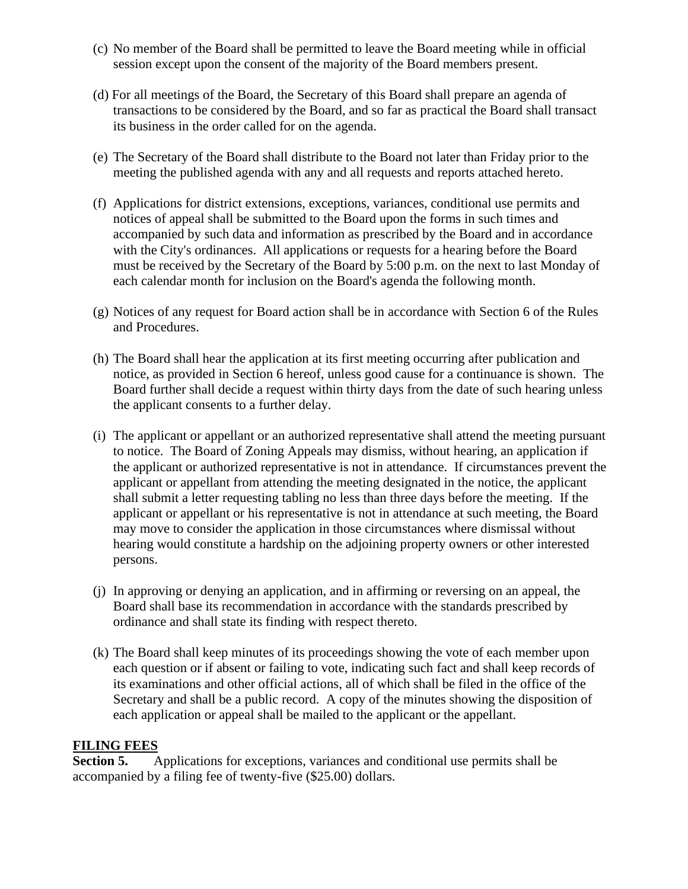(c) No member of the Board shall be permitted to leave the Board meeting while in official session except upon the consent of the majority of the Board members present.

(d) For all meetings of the Board, the Secretary of this Board shall prepare an agenda of transactions to be considered by the Board, and so far as practical the Board shall transact its business in the order called for on the agenda.

(e) The Secretary of the Board shall distribute to the Board not later than Friday prior to the meeting the published agenda with any and all requests and reports attached hereto.

(f) Applications for district extensions, exceptions, variances, conditional use permits and notices of appeal shall be submitted to the Board upon the forms in such times and accompanied by such data and information as prescribed by the Board and in accordance with the City's ordinances. All applications or requests for a hearing before the Board must be received by the Secretary of the Board by 5:00 p.m. on the next to last Monday of each calendar month for inclusion on the Board's agenda the following month.

(g) Notices of any request for Board action shall be in accordance with Section 6 of the Rules and Procedures.

(h) The Board shall hear the application at its first meeting occurring after publication and notice, as provided in Section 6 hereof, unless good cause for a continuance is shown. The Board further shall decide a request within thirty days from the date of such hearing unless the applicant consents to a further delay.

(i) The applicant or appellant or an authorized representative shall attend the meeting pursuant to notice. The Board of Zoning Appeals may dismiss, without hearing, an application if the applicant or authorized representative is not in attendance. If circumstances prevent the applicant or appellant from attending the meeting designated in the notice, the applicant shall submit a letter requesting tabling no less than three days before the meeting. If the applicant or appellant or his representative is not in attendance at such meeting, the Board may move to consider the application in those circumstances where dismissal without hearing would constitute a hardship on the adjoining property owners or other interested persons.

(j) In approving or denying an application, and in affirming or reversing on an appeal, the Board shall base its recommendation in accordance with the standards prescribed by ordinance and shall state its finding with respect thereto.

(k) The Board shall keep minutes of its proceedings showing the vote of each member upon each question or if absent or failing to vote, indicating such fact and shall keep records of its examinations and other official actions, all of which shall be filed in the office of the Secretary and shall be a public record. A copy of the minutes showing the disposition of each application or appeal shall be mailed to the applicant or the appellant.

## FILING FEES

**Section 5.** Applications for exceptions, variances and conditional use permits shall be accompanied by a filing fee of twenty-five ($25.00) dollars.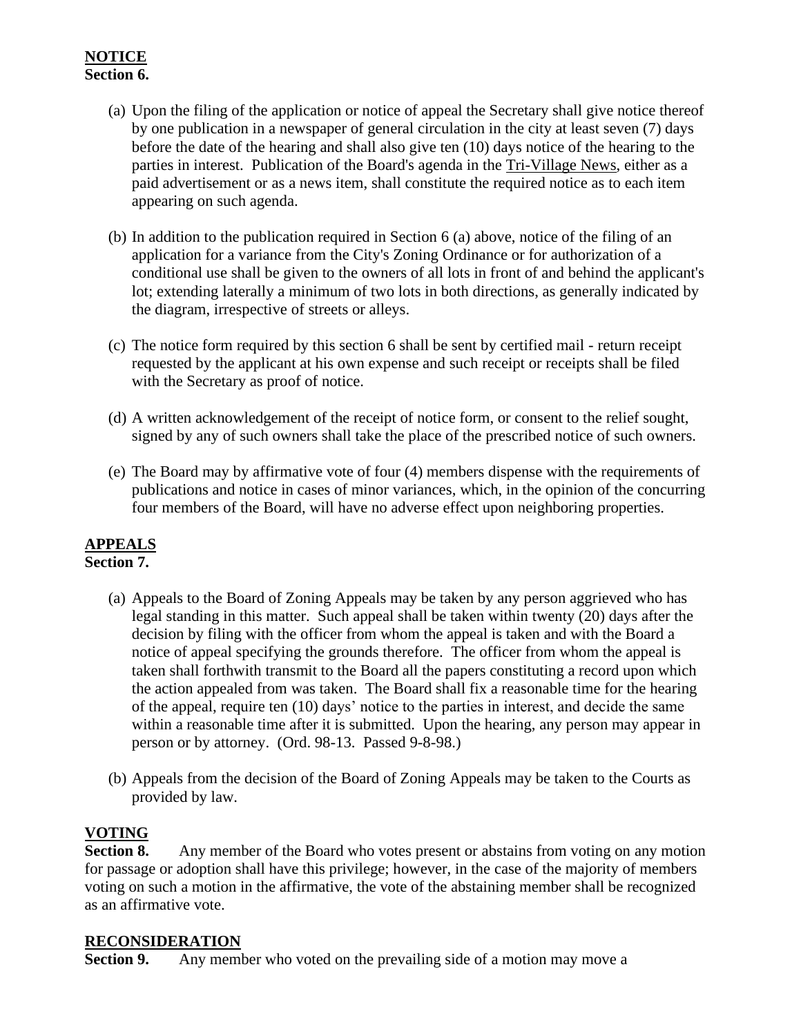## NOTICE
**Section 6.**

(a) Upon the filing of the application or notice of appeal the Secretary shall give notice thereof by one publication in a newspaper of general circulation in the city at least seven (7) days before the date of the hearing and shall also give ten (10) days notice of the hearing to the parties in interest. Publication of the Board's agenda in the Tri-Village News, either as a paid advertisement or as a news item, shall constitute the required notice as to each item appearing on such agenda.

(b) In addition to the publication required in Section 6 (a) above, notice of the filing of an application for a variance from the City's Zoning Ordinance or for authorization of a conditional use shall be given to the owners of all lots in front of and behind the applicant's lot; extending laterally a minimum of two lots in both directions, as generally indicated by the diagram, irrespective of streets or alleys.

(c) The notice form required by this section 6 shall be sent by certified mail - return receipt requested by the applicant at his own expense and such receipt or receipts shall be filed with the Secretary as proof of notice.

(d) A written acknowledgement of the receipt of notice form, or consent to the relief sought, signed by any of such owners shall take the place of the prescribed notice of such owners.

(e) The Board may by affirmative vote of four (4) members dispense with the requirements of publications and notice in cases of minor variances, which, in the opinion of the concurring four members of the Board, will have no adverse effect upon neighboring properties.

## APPEALS
**Section 7.**

(a) Appeals to the Board of Zoning Appeals may be taken by any person aggrieved who has legal standing in this matter. Such appeal shall be taken within twenty (20) days after the decision by filing with the officer from whom the appeal is taken and with the Board a notice of appeal specifying the grounds therefore. The officer from whom the appeal is taken shall forthwith transmit to the Board all the papers constituting a record upon which the action appealed from was taken. The Board shall fix a reasonable time for the hearing of the appeal, require ten (10) days' notice to the parties in interest, and decide the same within a reasonable time after it is submitted. Upon the hearing, any person may appear in person or by attorney. (Ord. 98-13. Passed 9-8-98.)

(b) Appeals from the decision of the Board of Zoning Appeals may be taken to the Courts as provided by law.

## VOTING
**Section 8.** Any member of the Board who votes present or abstains from voting on any motion for passage or adoption shall have this privilege; however, in the case of the majority of members voting on such a motion in the affirmative, the vote of the abstaining member shall be recognized as an affirmative vote.

## RECONSIDERATION
**Section 9.** Any member who voted on the prevailing side of a motion may move a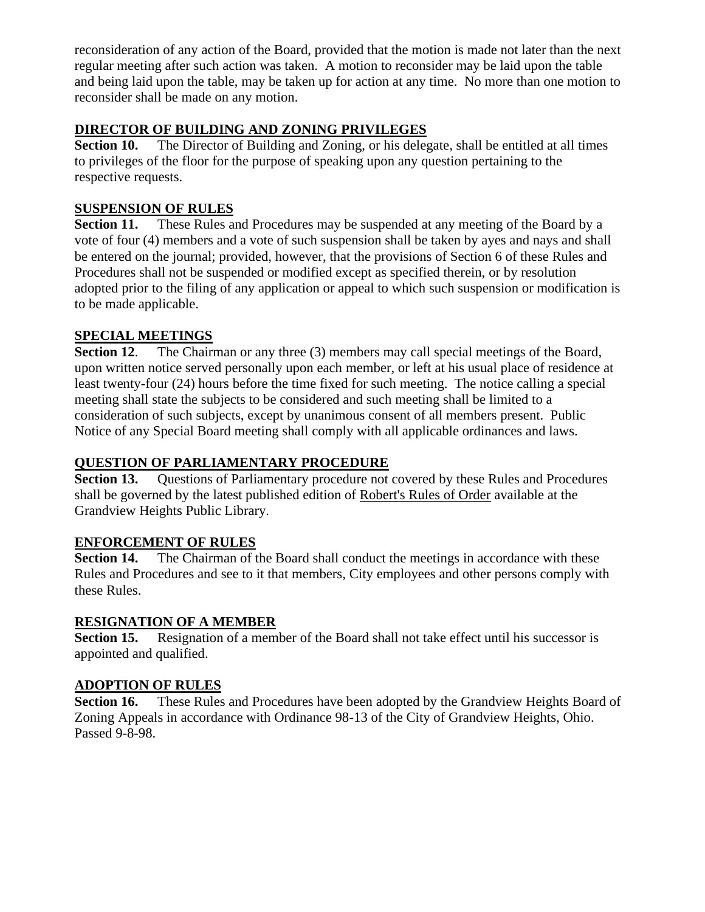reconsideration of any action of the Board, provided that the motion is made not later than the next regular meeting after such action was taken. A motion to reconsider may be laid upon the table and being laid upon the table, may be taken up for action at any time. No more than one motion to reconsider shall be made on any motion.

**DIRECTOR OF BUILDING AND ZONING PRIVILEGES**

**Section 10.** The Director of Building and Zoning, or his delegate, shall be entitled at all times to privileges of the floor for the purpose of speaking upon any question pertaining to the respective requests.

**SUSPENSION OF RULES**

**Section 11.** These Rules and Procedures may be suspended at any meeting of the Board by a vote of four (4) members and a vote of such suspension shall be taken by ayes and nays and shall be entered on the journal; provided, however, that the provisions of Section 6 of these Rules and Procedures shall not be suspended or modified except as specified therein, or by resolution adopted prior to the filing of any application or appeal to which such suspension or modification is to be made applicable.

**SPECIAL MEETINGS**

**Section 12**. The Chairman or any three (3) members may call special meetings of the Board, upon written notice served personally upon each member, or left at his usual place of residence at least twenty-four (24) hours before the time fixed for such meeting. The notice calling a special meeting shall state the subjects to be considered and such meeting shall be limited to a consideration of such subjects, except by unanimous consent of all members present. Public Notice of any Special Board meeting shall comply with all applicable ordinances and laws.

**QUESTION OF PARLIAMENTARY PROCEDURE**

**Section 13.** Questions of Parliamentary procedure not covered by these Rules and Procedures shall be governed by the latest published edition of Robert's Rules of Order available at the Grandview Heights Public Library.

**ENFORCEMENT OF RULES**

**Section 14.** The Chairman of the Board shall conduct the meetings in accordance with these Rules and Procedures and see to it that members, City employees and other persons comply with these Rules.

**RESIGNATION OF A MEMBER**

**Section 15.** Resignation of a member of the Board shall not take effect until his successor is appointed and qualified.

**ADOPTION OF RULES**

**Section 16.** These Rules and Procedures have been adopted by the Grandview Heights Board of Zoning Appeals in accordance with Ordinance 98-13 of the City of Grandview Heights, Ohio. Passed 9-8-98.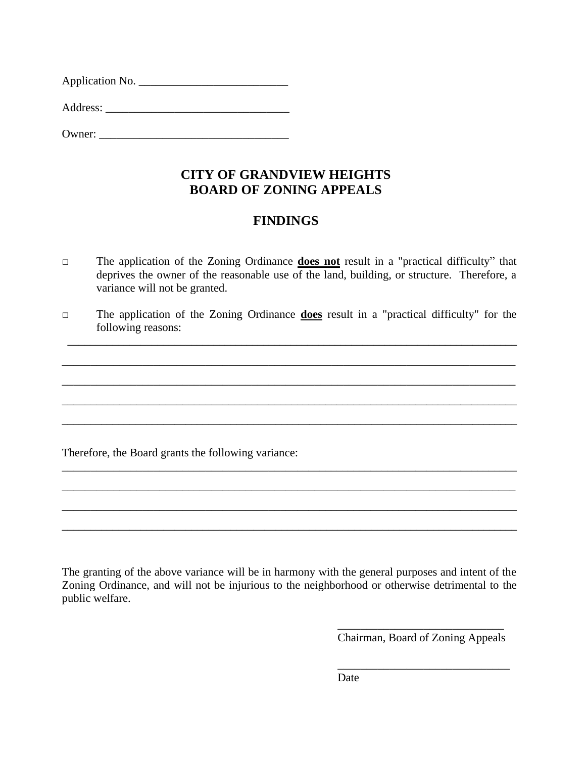Application No. ___________________________

Address: _________________________________

Owner: __________________________________

# CITY OF GRANDVIEW HEIGHTS
# BOARD OF ZONING APPEALS

## FINDINGS

□ The application of the Zoning Ordinance **does not** result in a "practical difficulty" that deprives the owner of the reasonable use of the land, building, or structure. Therefore, a variance will not be granted.

□ The application of the Zoning Ordinance **does** result in a "practical difficulty" for the following reasons:

_________________________________________________________________________________

_________________________________________________________________________________

_________________________________________________________________________________

_________________________________________________________________________________

_________________________________________________________________________________

Therefore, the Board grants the following variance:

_________________________________________________________________________________

_________________________________________________________________________________

_________________________________________________________________________________

_________________________________________________________________________________

The granting of the above variance will be in harmony with the general purposes and intent of the Zoning Ordinance, and will not be injurious to the neighborhood or otherwise detrimental to the public welfare.

______________________________
Chairman, Board of Zoning Appeals

______________________________
Date